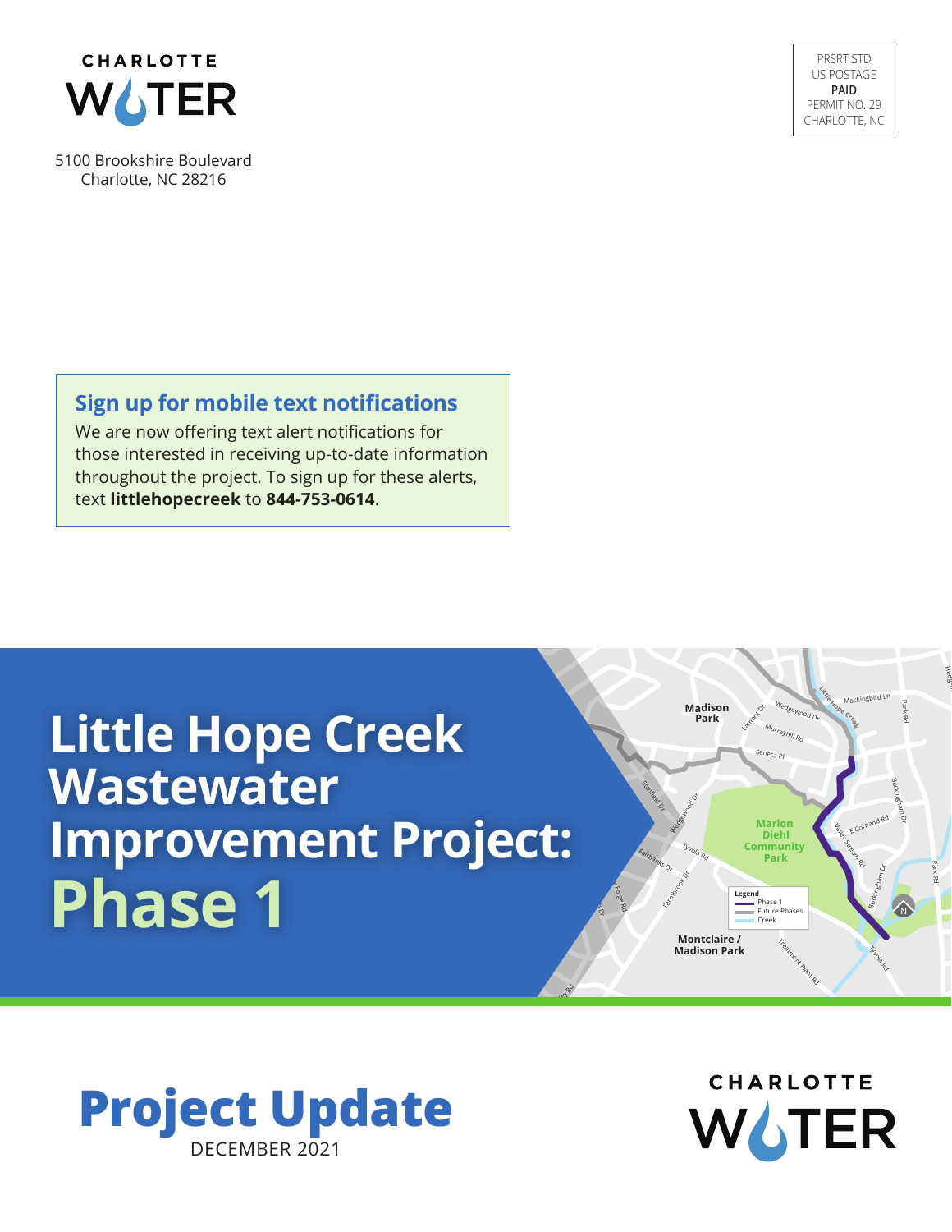CHARLOTTE WATER

5100 Brookshire Boulevard
Charlotte, NC 28216

PRSRT STD
US POSTAGE
**PAID**
PERMIT NO. 29
CHARLOTTE, NC

## Sign up for mobile text notifications

We are now offering text alert notifications for those interested in receiving up-to-date information throughout the project. To sign up for these alerts, text **littlehopecreek** to **844-753-0614**.

# Little Hope Creek Wastewater Improvement Project: Phase 1

Legend
- Phase 1
- Future Phases
- Creek

# Project Update

DECEMBER 2021

CHARLOTTE WATER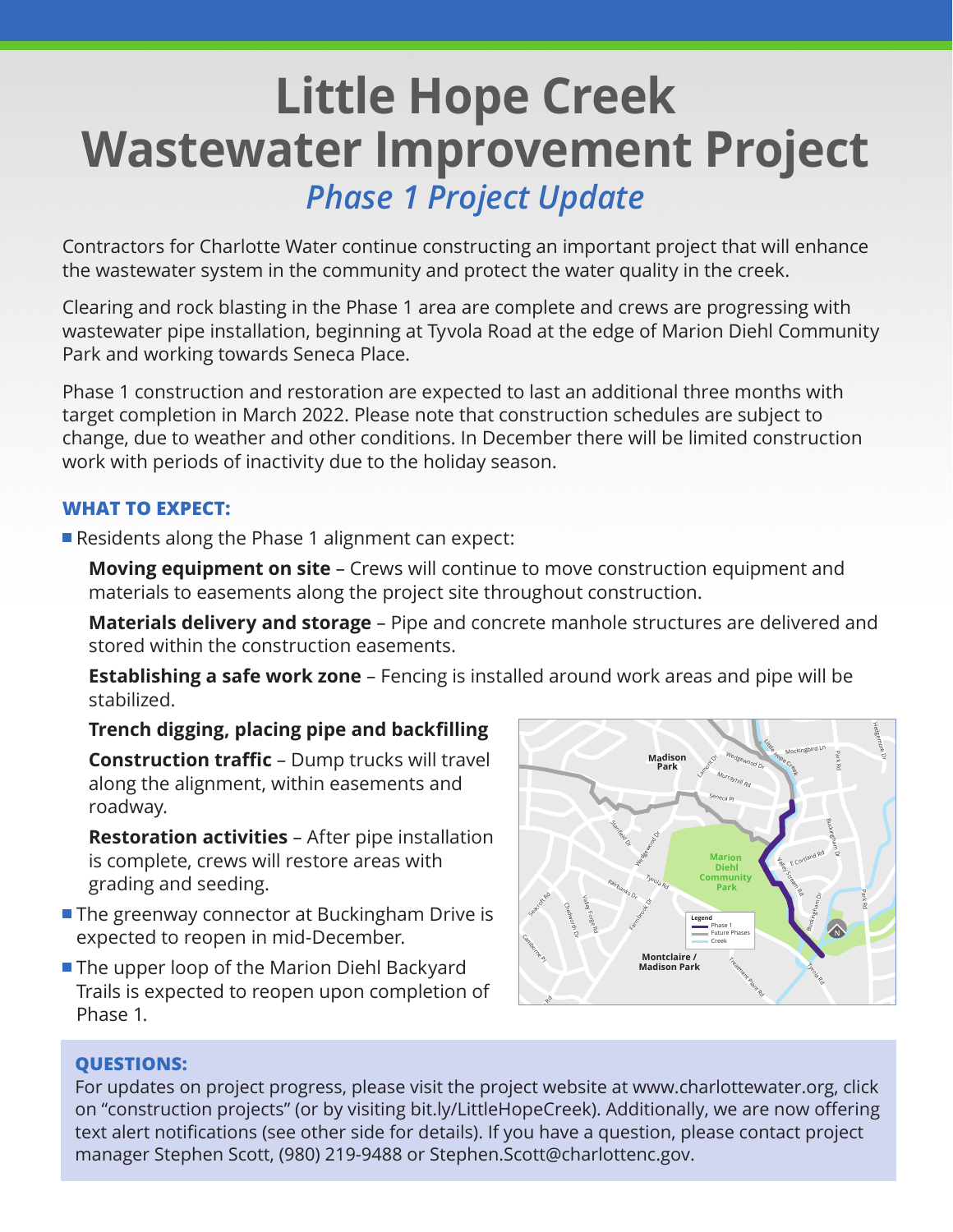# Little Hope Creek Wastewater Improvement Project

## *Phase 1 Project Update*

Contractors for Charlotte Water continue constructing an important project that will enhance the wastewater system in the community and protect the water quality in the creek.

Clearing and rock blasting in the Phase 1 area are complete and crews are progressing with wastewater pipe installation, beginning at Tyvola Road at the edge of Marion Diehl Community Park and working towards Seneca Place.

Phase 1 construction and restoration are expected to last an additional three months with target completion in March 2022. Please note that construction schedules are subject to change, due to weather and other conditions. In December there will be limited construction work with periods of inactivity due to the holiday season.

### WHAT TO EXPECT:

- Residents along the Phase 1 alignment can expect:

  **Moving equipment on site** – Crews will continue to move construction equipment and materials to easements along the project site throughout construction.

  **Materials delivery and storage** – Pipe and concrete manhole structures are delivered and stored within the construction easements.

  **Establishing a safe work zone** – Fencing is installed around work areas and pipe will be stabilized.

  **Trench digging, placing pipe and backfilling**

  **Construction traffic** – Dump trucks will travel along the alignment, within easements and roadway.

  **Restoration activities** – After pipe installation is complete, crews will restore areas with grading and seeding.

- The greenway connector at Buckingham Drive is expected to reopen in mid-December.
- The upper loop of the Marion Diehl Backyard Trails is expected to reopen upon completion of Phase 1.

Madison Park
Marion Diehl Community Park
Montclaire / Madison Park
Legend
Phase 1
Future Phases
Creek

### QUESTIONS:

For updates on project progress, please visit the project website at www.charlottewater.org, click on "construction projects" (or by visiting bit.ly/LittleHopeCreek). Additionally, we are now offering text alert notifications (see other side for details). If you have a question, please contact project manager Stephen Scott, (980) 219-9488 or Stephen.Scott@charlottenc.gov.